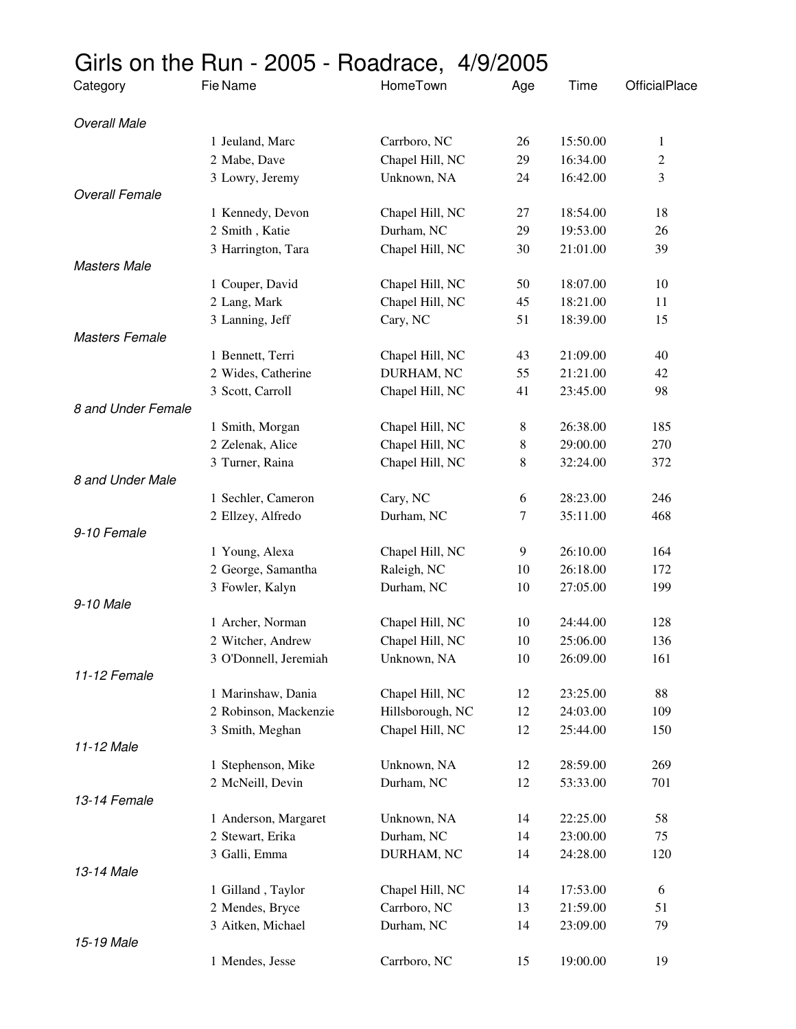# Girls on the Run - 2005 - Roadrace, 4/9/2005

| Category | Fie Name | HomeTown | Age | Time | OfficialPlace |
|---|---|---|---|---|---|
| *Overall Male* | | | | | |
| | 1 Jeuland, Marc | Carrboro, NC | 26 | 15:50.00 | 1 |
| | 2 Mabe, Dave | Chapel Hill, NC | 29 | 16:34.00 | 2 |
| | 3 Lowry, Jeremy | Unknown, NA | 24 | 16:42.00 | 3 |
| *Overall Female* | | | | | |
| | 1 Kennedy, Devon | Chapel Hill, NC | 27 | 18:54.00 | 18 |
| | 2 Smith , Katie | Durham, NC | 29 | 19:53.00 | 26 |
| | 3 Harrington, Tara | Chapel Hill, NC | 30 | 21:01.00 | 39 |
| *Masters Male* | | | | | |
| | 1 Couper, David | Chapel Hill, NC | 50 | 18:07.00 | 10 |
| | 2 Lang, Mark | Chapel Hill, NC | 45 | 18:21.00 | 11 |
| | 3 Lanning, Jeff | Cary, NC | 51 | 18:39.00 | 15 |
| *Masters Female* | | | | | |
| | 1 Bennett, Terri | Chapel Hill, NC | 43 | 21:09.00 | 40 |
| | 2 Wides, Catherine | DURHAM, NC | 55 | 21:21.00 | 42 |
| | 3 Scott, Carroll | Chapel Hill, NC | 41 | 23:45.00 | 98 |
| *8 and Under Female* | | | | | |
| | 1 Smith, Morgan | Chapel Hill, NC | 8 | 26:38.00 | 185 |
| | 2 Zelenak, Alice | Chapel Hill, NC | 8 | 29:00.00 | 270 |
| | 3 Turner, Raina | Chapel Hill, NC | 8 | 32:24.00 | 372 |
| *8 and Under Male* | | | | | |
| | 1 Sechler, Cameron | Cary, NC | 6 | 28:23.00 | 246 |
| | 2 Ellzey, Alfredo | Durham, NC | 7 | 35:11.00 | 468 |
| *9-10 Female* | | | | | |
| | 1 Young, Alexa | Chapel Hill, NC | 9 | 26:10.00 | 164 |
| | 2 George, Samantha | Raleigh, NC | 10 | 26:18.00 | 172 |
| | 3 Fowler, Kalyn | Durham, NC | 10 | 27:05.00 | 199 |
| *9-10 Male* | | | | | |
| | 1 Archer, Norman | Chapel Hill, NC | 10 | 24:44.00 | 128 |
| | 2 Witcher, Andrew | Chapel Hill, NC | 10 | 25:06.00 | 136 |
| | 3 O'Donnell, Jeremiah | Unknown, NA | 10 | 26:09.00 | 161 |
| *11-12 Female* | | | | | |
| | 1 Marinshaw, Dania | Chapel Hill, NC | 12 | 23:25.00 | 88 |
| | 2 Robinson, Mackenzie | Hillsborough, NC | 12 | 24:03.00 | 109 |
| | 3 Smith, Meghan | Chapel Hill, NC | 12 | 25:44.00 | 150 |
| *11-12 Male* | | | | | |
| | 1 Stephenson, Mike | Unknown, NA | 12 | 28:59.00 | 269 |
| | 2 McNeill, Devin | Durham, NC | 12 | 53:33.00 | 701 |
| *13-14 Female* | | | | | |
| | 1 Anderson, Margaret | Unknown, NA | 14 | 22:25.00 | 58 |
| | 2 Stewart, Erika | Durham, NC | 14 | 23:00.00 | 75 |
| | 3 Galli, Emma | DURHAM, NC | 14 | 24:28.00 | 120 |
| *13-14 Male* | | | | | |
| | 1 Gilland , Taylor | Chapel Hill, NC | 14 | 17:53.00 | 6 |
| | 2 Mendes, Bryce | Carrboro, NC | 13 | 21:59.00 | 51 |
| | 3 Aitken, Michael | Durham, NC | 14 | 23:09.00 | 79 |
| *15-19 Male* | | | | | |
| | 1 Mendes, Jesse | Carrboro, NC | 15 | 19:00.00 | 19 |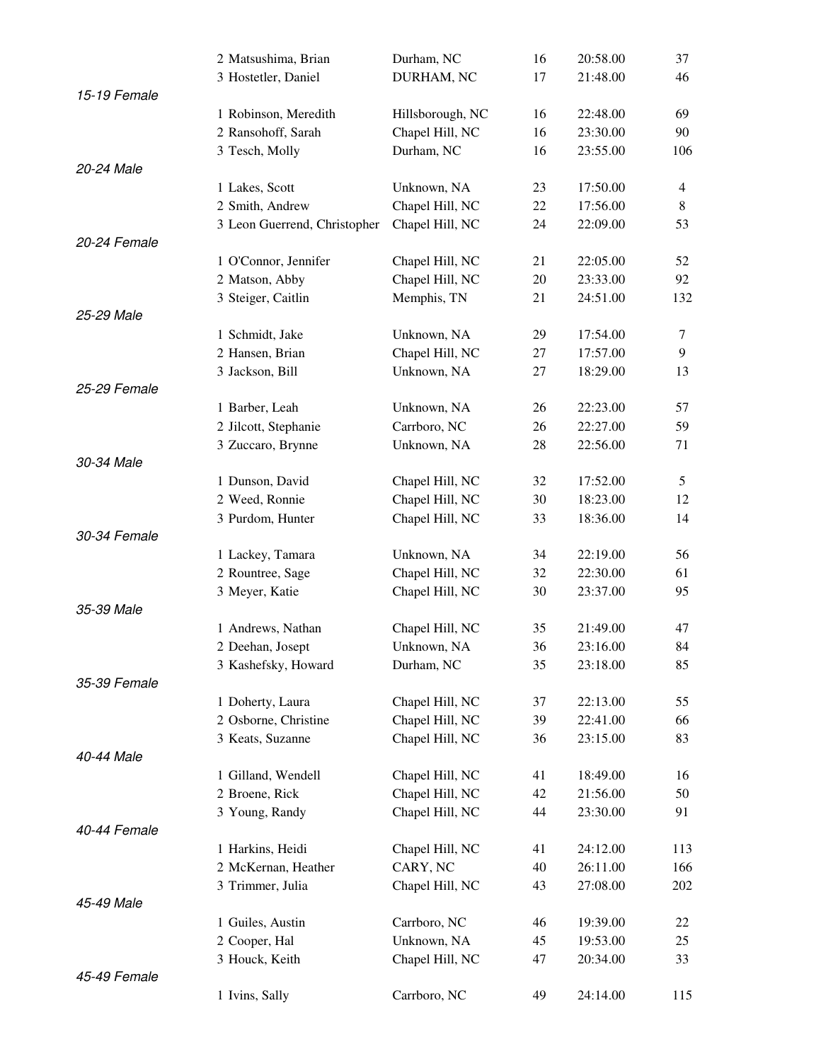| | Place | Name | City | Age | Time | Overall |
|---|---|---|---|---|---|---|
| | 2 | Matsushima, Brian | Durham, NC | 16 | 20:58.00 | 37 |
| | 3 | Hostetler, Daniel | DURHAM, NC | 17 | 21:48.00 | 46 |
| *15-19 Female* | | | | | | |
| | 1 | Robinson, Meredith | Hillsborough, NC | 16 | 22:48.00 | 69 |
| | 2 | Ransohoff, Sarah | Chapel Hill, NC | 16 | 23:30.00 | 90 |
| | 3 | Tesch, Molly | Durham, NC | 16 | 23:55.00 | 106 |
| *20-24 Male* | | | | | | |
| | 1 | Lakes, Scott | Unknown, NA | 23 | 17:50.00 | 4 |
| | 2 | Smith, Andrew | Chapel Hill, NC | 22 | 17:56.00 | 8 |
| | 3 | Leon Guerrend, Christopher | Chapel Hill, NC | 24 | 22:09.00 | 53 |
| *20-24 Female* | | | | | | |
| | 1 | O'Connor, Jennifer | Chapel Hill, NC | 21 | 22:05.00 | 52 |
| | 2 | Matson, Abby | Chapel Hill, NC | 20 | 23:33.00 | 92 |
| | 3 | Steiger, Caitlin | Memphis, TN | 21 | 24:51.00 | 132 |
| *25-29 Male* | | | | | | |
| | 1 | Schmidt, Jake | Unknown, NA | 29 | 17:54.00 | 7 |
| | 2 | Hansen, Brian | Chapel Hill, NC | 27 | 17:57.00 | 9 |
| | 3 | Jackson, Bill | Unknown, NA | 27 | 18:29.00 | 13 |
| *25-29 Female* | | | | | | |
| | 1 | Barber, Leah | Unknown, NA | 26 | 22:23.00 | 57 |
| | 2 | Jilcott, Stephanie | Carrboro, NC | 26 | 22:27.00 | 59 |
| | 3 | Zuccaro, Brynne | Unknown, NA | 28 | 22:56.00 | 71 |
| *30-34 Male* | | | | | | |
| | 1 | Dunson, David | Chapel Hill, NC | 32 | 17:52.00 | 5 |
| | 2 | Weed, Ronnie | Chapel Hill, NC | 30 | 18:23.00 | 12 |
| | 3 | Purdom, Hunter | Chapel Hill, NC | 33 | 18:36.00 | 14 |
| *30-34 Female* | | | | | | |
| | 1 | Lackey, Tamara | Unknown, NA | 34 | 22:19.00 | 56 |
| | 2 | Rountree, Sage | Chapel Hill, NC | 32 | 22:30.00 | 61 |
| | 3 | Meyer, Katie | Chapel Hill, NC | 30 | 23:37.00 | 95 |
| *35-39 Male* | | | | | | |
| | 1 | Andrews, Nathan | Chapel Hill, NC | 35 | 21:49.00 | 47 |
| | 2 | Deehan, Josept | Unknown, NA | 36 | 23:16.00 | 84 |
| | 3 | Kashefsky, Howard | Durham, NC | 35 | 23:18.00 | 85 |
| *35-39 Female* | | | | | | |
| | 1 | Doherty, Laura | Chapel Hill, NC | 37 | 22:13.00 | 55 |
| | 2 | Osborne, Christine | Chapel Hill, NC | 39 | 22:41.00 | 66 |
| | 3 | Keats, Suzanne | Chapel Hill, NC | 36 | 23:15.00 | 83 |
| *40-44 Male* | | | | | | |
| | 1 | Gilland, Wendell | Chapel Hill, NC | 41 | 18:49.00 | 16 |
| | 2 | Broene, Rick | Chapel Hill, NC | 42 | 21:56.00 | 50 |
| | 3 | Young, Randy | Chapel Hill, NC | 44 | 23:30.00 | 91 |
| *40-44 Female* | | | | | | |
| | 1 | Harkins, Heidi | Chapel Hill, NC | 41 | 24:12.00 | 113 |
| | 2 | McKernan, Heather | CARY, NC | 40 | 26:11.00 | 166 |
| | 3 | Trimmer, Julia | Chapel Hill, NC | 43 | 27:08.00 | 202 |
| *45-49 Male* | | | | | | |
| | 1 | Guiles, Austin | Carrboro, NC | 46 | 19:39.00 | 22 |
| | 2 | Cooper, Hal | Unknown, NA | 45 | 19:53.00 | 25 |
| | 3 | Houck, Keith | Chapel Hill, NC | 47 | 20:34.00 | 33 |
| *45-49 Female* | | | | | | |
| | 1 | Ivins, Sally | Carrboro, NC | 49 | 24:14.00 | 115 |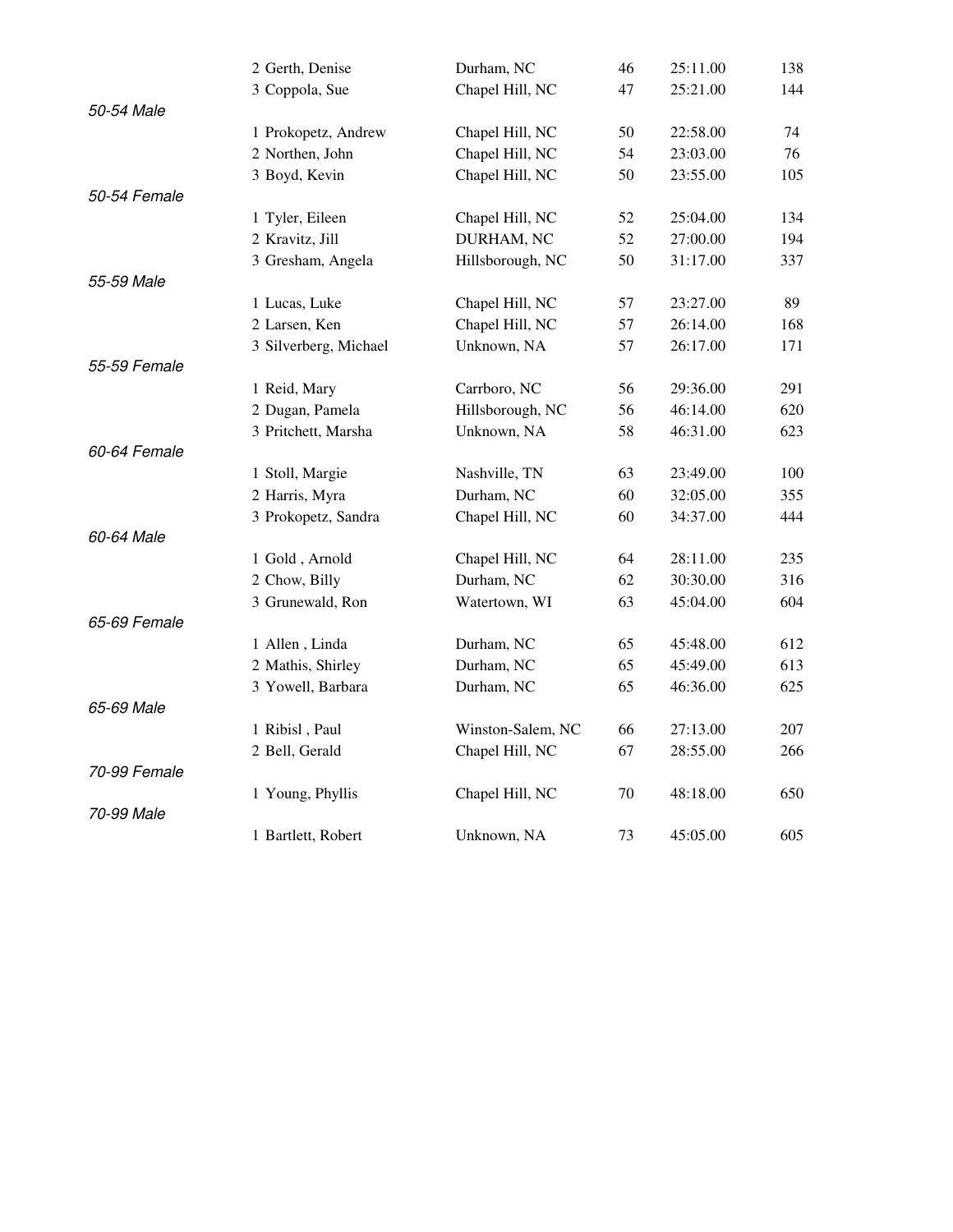| | Place | Name | City | Age | Time | Overall |
|---|---|---|---|---|---|---|
| | 2 | Gerth, Denise | Durham, NC | 46 | 25:11.00 | 138 |
| | 3 | Coppola, Sue | Chapel Hill, NC | 47 | 25:21.00 | 144 |
| *50-54 Male* | | | | | | |
| | 1 | Prokopetz, Andrew | Chapel Hill, NC | 50 | 22:58.00 | 74 |
| | 2 | Northen, John | Chapel Hill, NC | 54 | 23:03.00 | 76 |
| | 3 | Boyd, Kevin | Chapel Hill, NC | 50 | 23:55.00 | 105 |
| *50-54 Female* | | | | | | |
| | 1 | Tyler, Eileen | Chapel Hill, NC | 52 | 25:04.00 | 134 |
| | 2 | Kravitz, Jill | DURHAM, NC | 52 | 27:00.00 | 194 |
| | 3 | Gresham, Angela | Hillsborough, NC | 50 | 31:17.00 | 337 |
| *55-59 Male* | | | | | | |
| | 1 | Lucas, Luke | Chapel Hill, NC | 57 | 23:27.00 | 89 |
| | 2 | Larsen, Ken | Chapel Hill, NC | 57 | 26:14.00 | 168 |
| | 3 | Silverberg, Michael | Unknown, NA | 57 | 26:17.00 | 171 |
| *55-59 Female* | | | | | | |
| | 1 | Reid, Mary | Carrboro, NC | 56 | 29:36.00 | 291 |
| | 2 | Dugan, Pamela | Hillsborough, NC | 56 | 46:14.00 | 620 |
| | 3 | Pritchett, Marsha | Unknown, NA | 58 | 46:31.00 | 623 |
| *60-64 Female* | | | | | | |
| | 1 | Stoll, Margie | Nashville, TN | 63 | 23:49.00 | 100 |
| | 2 | Harris, Myra | Durham, NC | 60 | 32:05.00 | 355 |
| | 3 | Prokopetz, Sandra | Chapel Hill, NC | 60 | 34:37.00 | 444 |
| *60-64 Male* | | | | | | |
| | 1 | Gold , Arnold | Chapel Hill, NC | 64 | 28:11.00 | 235 |
| | 2 | Chow, Billy | Durham, NC | 62 | 30:30.00 | 316 |
| | 3 | Grunewald, Ron | Watertown, WI | 63 | 45:04.00 | 604 |
| *65-69 Female* | | | | | | |
| | 1 | Allen , Linda | Durham, NC | 65 | 45:48.00 | 612 |
| | 2 | Mathis, Shirley | Durham, NC | 65 | 45:49.00 | 613 |
| | 3 | Yowell, Barbara | Durham, NC | 65 | 46:36.00 | 625 |
| *65-69 Male* | | | | | | |
| | 1 | Ribisl , Paul | Winston-Salem, NC | 66 | 27:13.00 | 207 |
| | 2 | Bell, Gerald | Chapel Hill, NC | 67 | 28:55.00 | 266 |
| *70-99 Female* | | | | | | |
| | 1 | Young, Phyllis | Chapel Hill, NC | 70 | 48:18.00 | 650 |
| *70-99 Male* | | | | | | |
| | 1 | Bartlett, Robert | Unknown, NA | 73 | 45:05.00 | 605 |